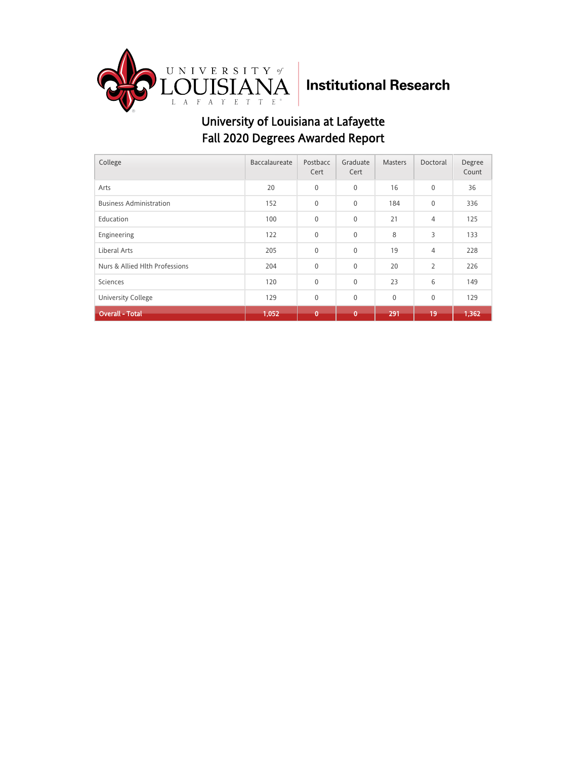UNIVERSITY of LOUISIANA LAFAYETTE

Institutional Research

# University of Louisiana at Lafayette
## Fall 2020 Degrees Awarded Report

| College | Baccalaureate | Postbacc Cert | Graduate Cert | Masters | Doctoral | Degree Count |
|---|---|---|---|---|---|---|
| Arts | 20 | 0 | 0 | 16 | 0 | 36 |
| Business Administration | 152 | 0 | 0 | 184 | 0 | 336 |
| Education | 100 | 0 | 0 | 21 | 4 | 125 |
| Engineering | 122 | 0 | 0 | 8 | 3 | 133 |
| Liberal Arts | 205 | 0 | 0 | 19 | 4 | 228 |
| Nurs & Allied Hlth Professions | 204 | 0 | 0 | 20 | 2 | 226 |
| Sciences | 120 | 0 | 0 | 23 | 6 | 149 |
| University College | 129 | 0 | 0 | 0 | 0 | 129 |
| **Overall - Total** | **1,052** | **0** | **0** | **291** | **19** | **1,362** |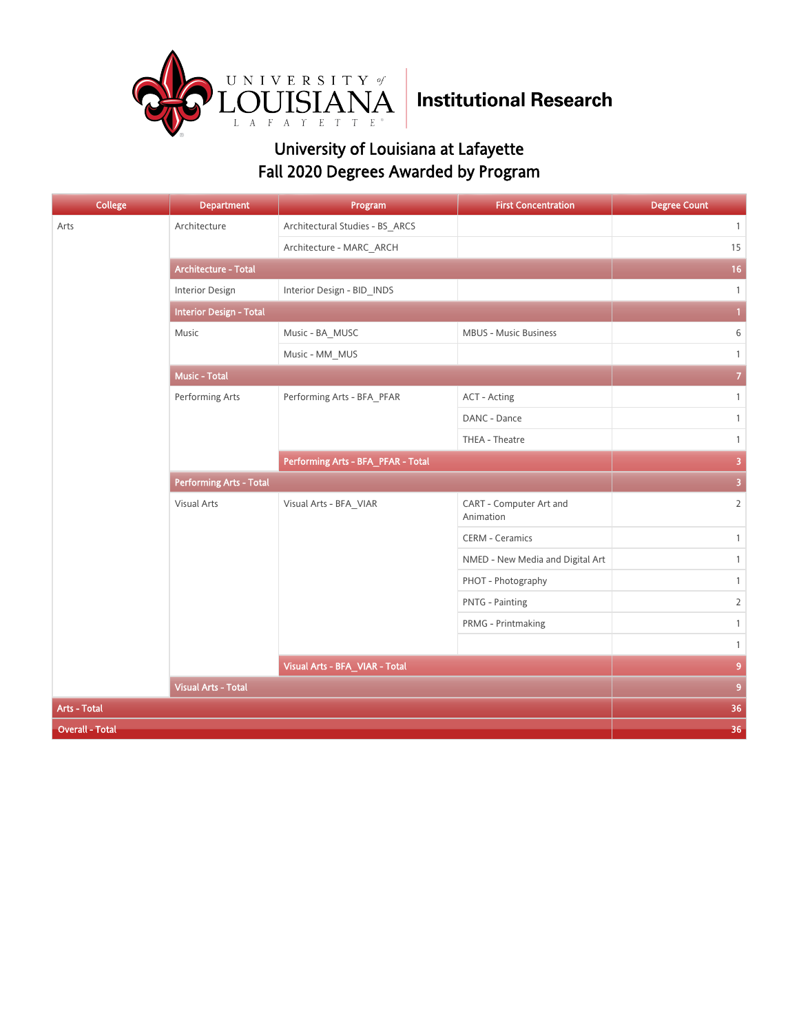UNIVERSITY of LOUISIANA LAFAYETTE | Institutional Research

# University of Louisiana at Lafayette
## Fall 2020 Degrees Awarded by Program

| College | Department | Program | First Concentration | Degree Count |
|---|---|---|---|---|
| Arts | Architecture | Architectural Studies - BS_ARCS | | 1 |
| | | Architecture - MARC_ARCH | | 15 |
| | Architecture - Total | | | 16 |
| | Interior Design | Interior Design - BID_INDS | | 1 |
| | Interior Design - Total | | | 1 |
| | Music | Music - BA_MUSC | MBUS - Music Business | 6 |
| | | Music - MM_MUS | | 1 |
| | Music - Total | | | 7 |
| | Performing Arts | Performing Arts - BFA_PFAR | ACT - Acting | 1 |
| | | | DANC - Dance | 1 |
| | | | THEA - Theatre | 1 |
| | | Performing Arts - BFA_PFAR - Total | | 3 |
| | Performing Arts - Total | | | 3 |
| | Visual Arts | Visual Arts - BFA_VIAR | CART - Computer Art and Animation | 2 |
| | | | CERM - Ceramics | 1 |
| | | | NMED - New Media and Digital Art | 1 |
| | | | PHOT - Photography | 1 |
| | | | PNTG - Painting | 2 |
| | | | PRMG - Printmaking | 1 |
| | | | | 1 |
| | | Visual Arts - BFA_VIAR - Total | | 9 |
| | Visual Arts - Total | | | 9 |
| Arts - Total | | | | 36 |
| Overall - Total | | | | 36 |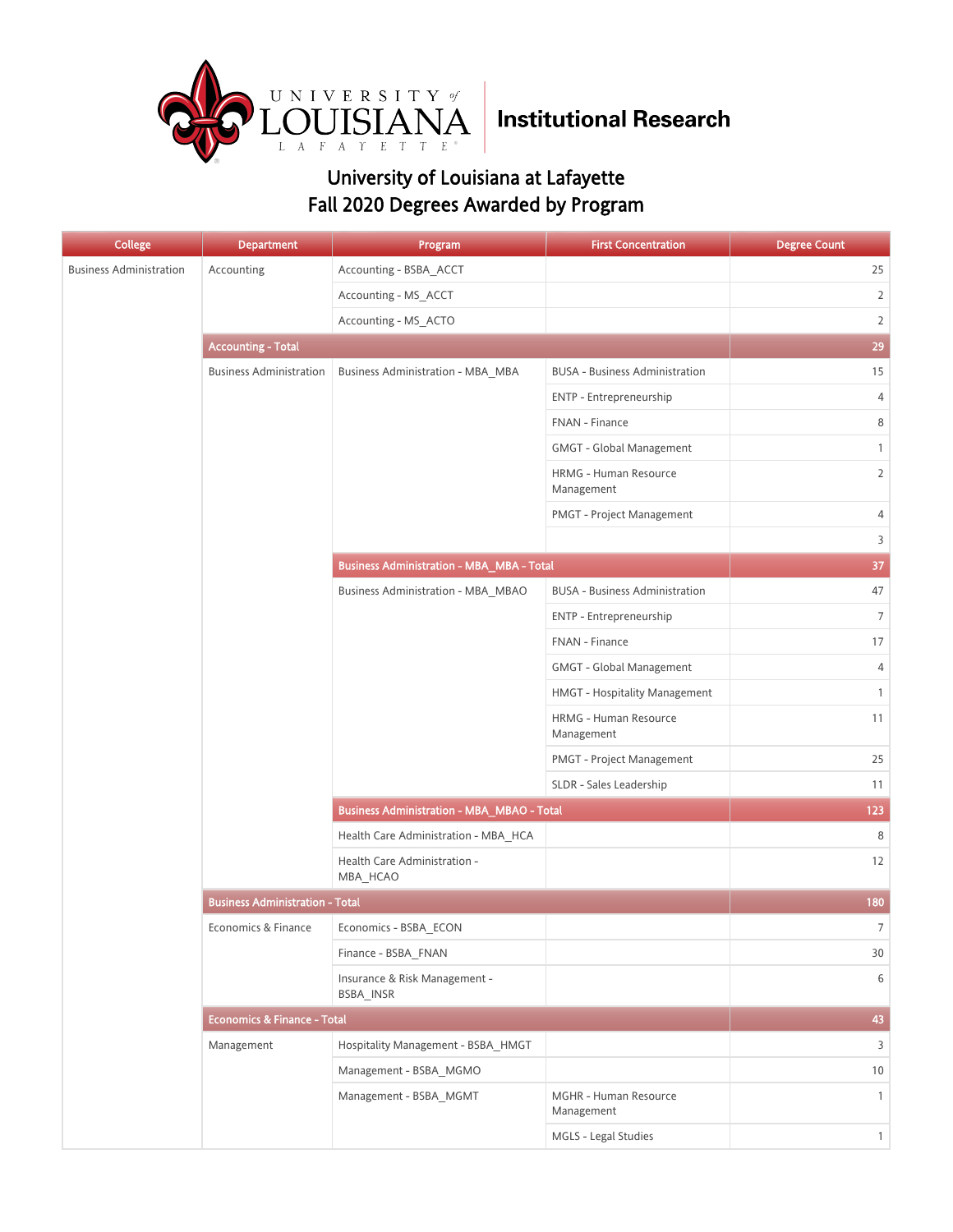University of Louisiana at Lafayette
Institutional Research

# University of Louisiana at Lafayette
## Fall 2020 Degrees Awarded by Program

| College | Department | Program | First Concentration | Degree Count |
|---|---|---|---|---|
| Business Administration | Accounting | Accounting - BSBA_ACCT | | 25 |
| | | Accounting - MS_ACCT | | 2 |
| | | Accounting - MS_ACTO | | 2 |
| | **Accounting - Total** | | | **29** |
| | Business Administration | Business Administration - MBA_MBA | BUSA - Business Administration | 15 |
| | | | ENTP - Entrepreneurship | 4 |
| | | | FNAN - Finance | 8 |
| | | | GMGT - Global Management | 1 |
| | | | HRMG - Human Resource Management | 2 |
| | | | PMGT - Project Management | 4 |
| | | | | 3 |
| | | **Business Administration - MBA_MBA - Total** | | **37** |
| | | Business Administration - MBA_MBAO | BUSA - Business Administration | 47 |
| | | | ENTP - Entrepreneurship | 7 |
| | | | FNAN - Finance | 17 |
| | | | GMGT - Global Management | 4 |
| | | | HMGT - Hospitality Management | 1 |
| | | | HRMG - Human Resource Management | 11 |
| | | | PMGT - Project Management | 25 |
| | | | SLDR - Sales Leadership | 11 |
| | | **Business Administration - MBA_MBAO - Total** | | **123** |
| | | Health Care Administration - MBA_HCA | | 8 |
| | | Health Care Administration - MBA_HCAO | | 12 |
| | **Business Administration - Total** | | | **180** |
| | Economics & Finance | Economics - BSBA_ECON | | 7 |
| | | Finance - BSBA_FNAN | | 30 |
| | | Insurance & Risk Management - BSBA_INSR | | 6 |
| | **Economics & Finance - Total** | | | **43** |
| | Management | Hospitality Management - BSBA_HMGT | | 3 |
| | | Management - BSBA_MGMO | | 10 |
| | | Management - BSBA_MGMT | MGHR - Human Resource Management | 1 |
| | | | MGLS - Legal Studies | 1 |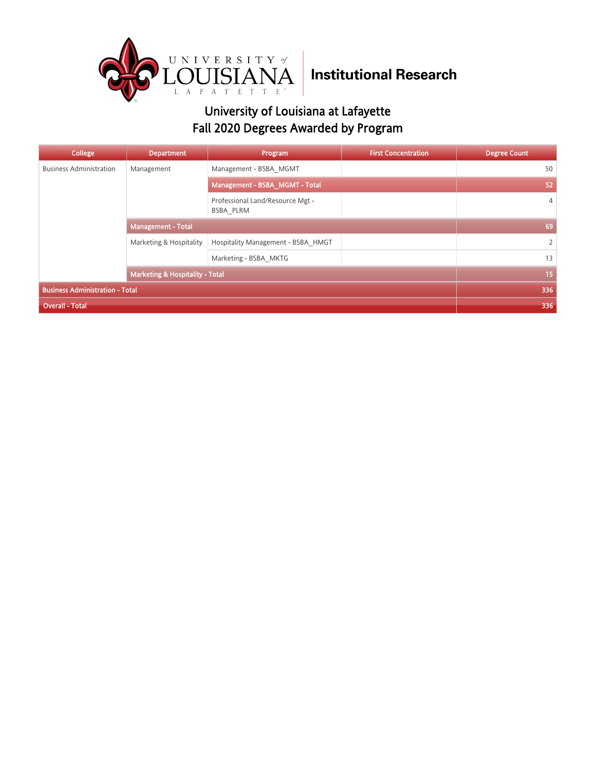University of Louisiana at Lafayette

Institutional Research

# University of Louisiana at Lafayette
# Fall 2020 Degrees Awarded by Program

| College | Department | Program | First Concentration | Degree Count |
|---|---|---|---|---|
| Business Administration | Management | Management - BSBA_MGMT | | 50 |
| | | **Management - BSBA_MGMT - Total** | | **52** |
| | | Professional Land/Resource Mgt - BSBA_PLRM | | 4 |
| | **Management - Total** | | | **69** |
| | Marketing & Hospitality | Hospitality Management - BSBA_HMGT | | 2 |
| | | Marketing - BSBA_MKTG | | 13 |
| | **Marketing & Hospitality - Total** | | | **15** |
| **Business Administration - Total** | | | | **336** |
| **Overall - Total** | | | | **336** |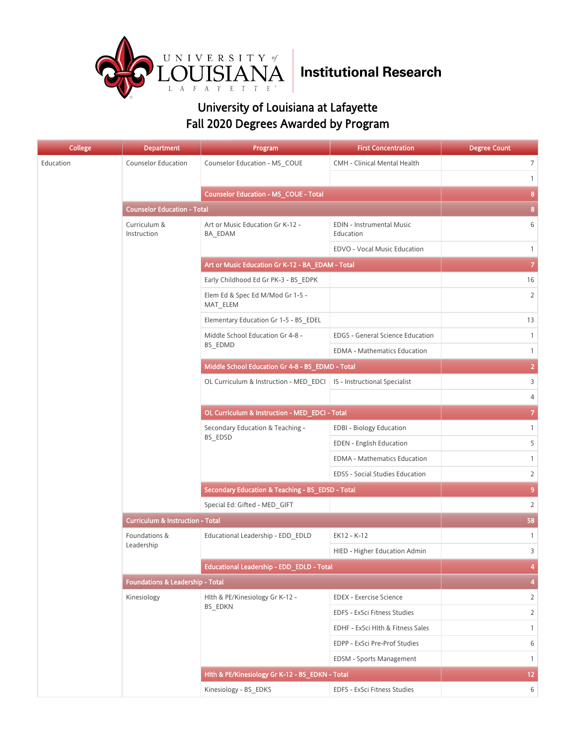# University of Louisiana at Lafayette

## Institutional Research

## University of Louisiana at Lafayette
## Fall 2020 Degrees Awarded by Program

| College | Department | Program | First Concentration | Degree Count |
|---|---|---|---|---|
| Education | Counselor Education | Counselor Education - MS_COUE | CMH - Clinical Mental Health | 7 |
| | | | | 1 |
| | | Counselor Education - MS_COUE - Total | | 8 |
| | Counselor Education - Total | | | 8 |
| | Curriculum & Instruction | Art or Music Education Gr K-12 - BA_EDAM | EDIN - Instrumental Music Education | 6 |
| | | | EDVO - Vocal Music Education | 1 |
| | | Art or Music Education Gr K-12 - BA_EDAM - Total | | 7 |
| | | Early Childhood Ed Gr PK-3 - BS_EDPK | | 16 |
| | | Elem Ed & Spec Ed M/Mod Gr 1-5 - MAT_ELEM | | 2 |
| | | Elementary Education Gr 1-5 - BS_EDEL | | 13 |
| | | Middle School Education Gr 4-8 - BS_EDMD | EDGS - General Science Education | 1 |
| | | | EDMA - Mathematics Education | 1 |
| | | Middle School Education Gr 4-8 - BS_EDMD - Total | | 2 |
| | | OL Curriculum & Instruction - MED_EDCI | IS - Instructional Specialist | 3 |
| | | | | 4 |
| | | OL Curriculum & Instruction - MED_EDCI - Total | | 7 |
| | | Secondary Education & Teaching - BS_EDSD | EDBI - Biology Education | 1 |
| | | | EDEN - English Education | 5 |
| | | | EDMA - Mathematics Education | 1 |
| | | | EDSS - Social Studies Education | 2 |
| | | Secondary Education & Teaching - BS_EDSD - Total | | 9 |
| | | Special Ed: Gifted - MED_GIFT | | 2 |
| | Curriculum & Instruction - Total | | | 58 |
| | Foundations & Leadership | Educational Leadership - EDD_EDLD | EK12 - K-12 | 1 |
| | | | HIED - Higher Education Admin | 3 |
| | | Educational Leadership - EDD_EDLD - Total | | 4 |
| | Foundations & Leadership - Total | | | 4 |
| | Kinesiology | Hlth & PE/Kinesiology Gr K-12 - BS_EDKN | EDEX - Exercise Science | 2 |
| | | | EDFS - ExSci Fitness Studies | 2 |
| | | | EDHF - ExSci Hlth & Fitness Sales | 1 |
| | | | EDPP - ExSci Pre-Prof Studies | 6 |
| | | | EDSM - Sports Management | 1 |
| | | Hlth & PE/Kinesiology Gr K-12 - BS_EDKN - Total | | 12 |
| | | Kinesiology - BS_EDKS | EDFS - ExSci Fitness Studies | 6 |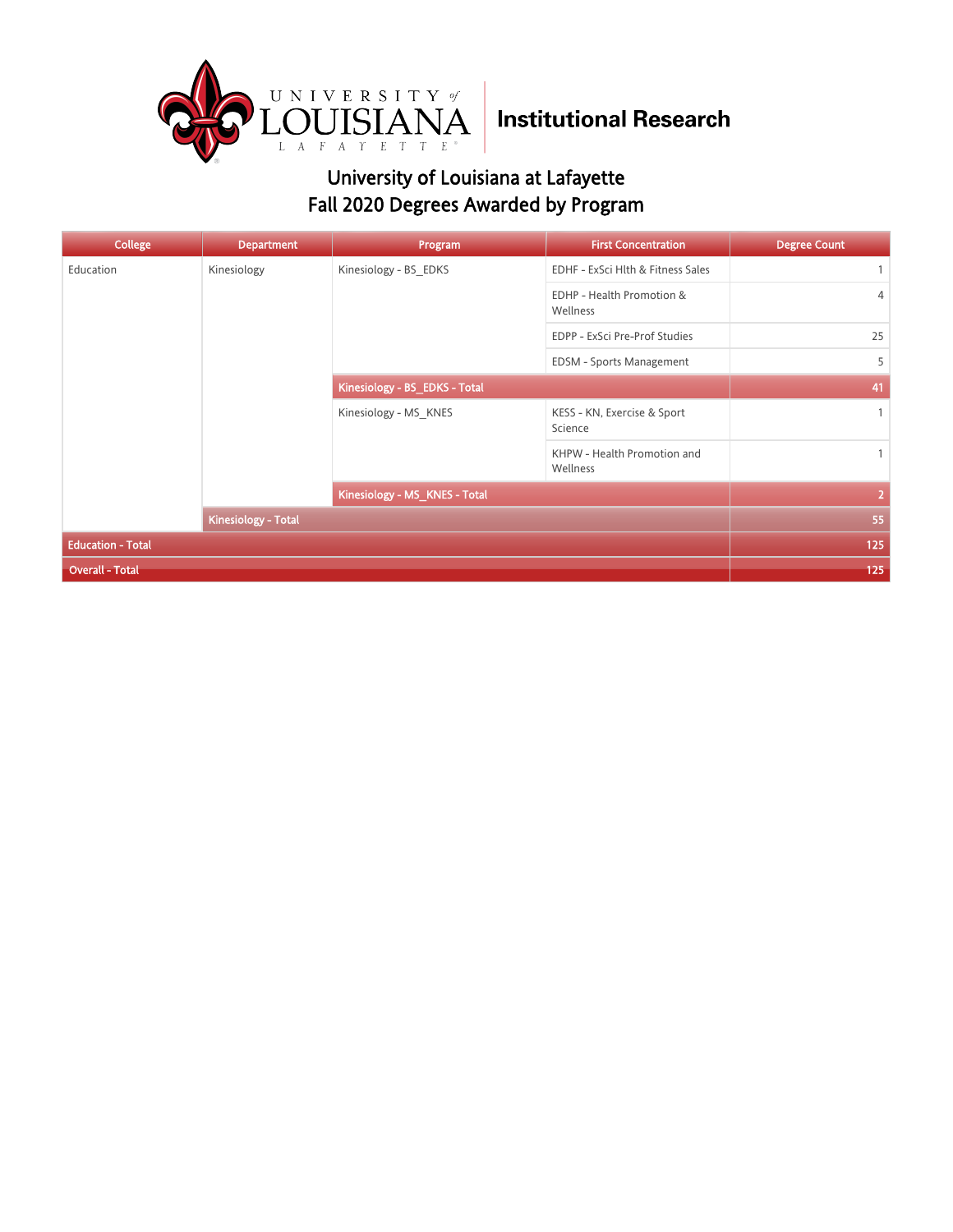# University of Louisiana at Lafayette
## Fall 2020 Degrees Awarded by Program

| College | Department | Program | First Concentration | Degree Count |
| --- | --- | --- | --- | --- |
| Education | Kinesiology | Kinesiology - BS_EDKS | EDHF - ExSci Hlth & Fitness Sales | 1 |
| | | | EDHP - Health Promotion & Wellness | 4 |
| | | | EDPP - ExSci Pre-Prof Studies | 25 |
| | | | EDSM - Sports Management | 5 |
| | | Kinesiology - BS_EDKS - Total | | 41 |
| | | Kinesiology - MS_KNES | KESS - KN, Exercise & Sport Science | 1 |
| | | | KHPW - Health Promotion and Wellness | 1 |
| | | Kinesiology - MS_KNES - Total | | 2 |
| | Kinesiology - Total | | | 55 |
| Education - Total | | | | 125 |
| Overall - Total | | | | 125 |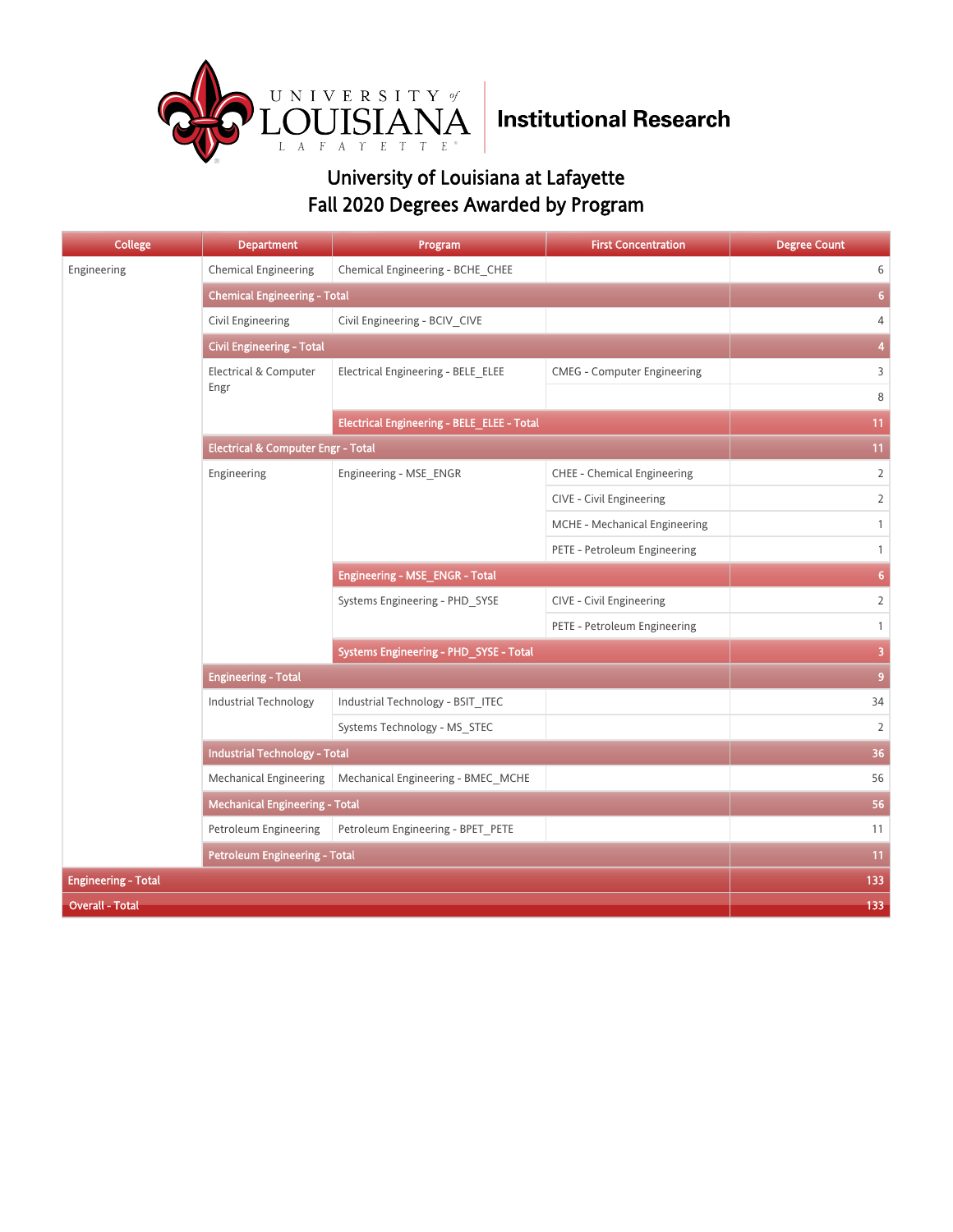University of Louisiana at Lafayette

Institutional Research

# University of Louisiana at Lafayette
## Fall 2020 Degrees Awarded by Program

| College | Department | Program | First Concentration | Degree Count |
|---|---|---|---|---|
| Engineering | Chemical Engineering | Chemical Engineering - BCHE_CHEE | | 6 |
| | Chemical Engineering - Total | | | 6 |
| | Civil Engineering | Civil Engineering - BCIV_CIVE | | 4 |
| | Civil Engineering - Total | | | 4 |
| | Electrical & Computer Engr | Electrical Engineering - BELE_ELEE | CMEG - Computer Engineering | 3 |
| | | | | 8 |
| | | Electrical Engineering - BELE_ELEE - Total | | 11 |
| | Electrical & Computer Engr - Total | | | 11 |
| | Engineering | Engineering - MSE_ENGR | CHEE - Chemical Engineering | 2 |
| | | | CIVE - Civil Engineering | 2 |
| | | | MCHE - Mechanical Engineering | 1 |
| | | | PETE - Petroleum Engineering | 1 |
| | | Engineering - MSE_ENGR - Total | | 6 |
| | | Systems Engineering - PHD_SYSE | CIVE - Civil Engineering | 2 |
| | | | PETE - Petroleum Engineering | 1 |
| | | Systems Engineering - PHD_SYSE - Total | | 3 |
| | Engineering - Total | | | 9 |
| | Industrial Technology | Industrial Technology - BSIT_ITEC | | 34 |
| | | Systems Technology - MS_STEC | | 2 |
| | Industrial Technology - Total | | | 36 |
| | Mechanical Engineering | Mechanical Engineering - BMEC_MCHE | | 56 |
| | Mechanical Engineering - Total | | | 56 |
| | Petroleum Engineering | Petroleum Engineering - BPET_PETE | | 11 |
| | Petroleum Engineering - Total | | | 11 |
| Engineering - Total | | | | 133 |
| Overall - Total | | | | 133 |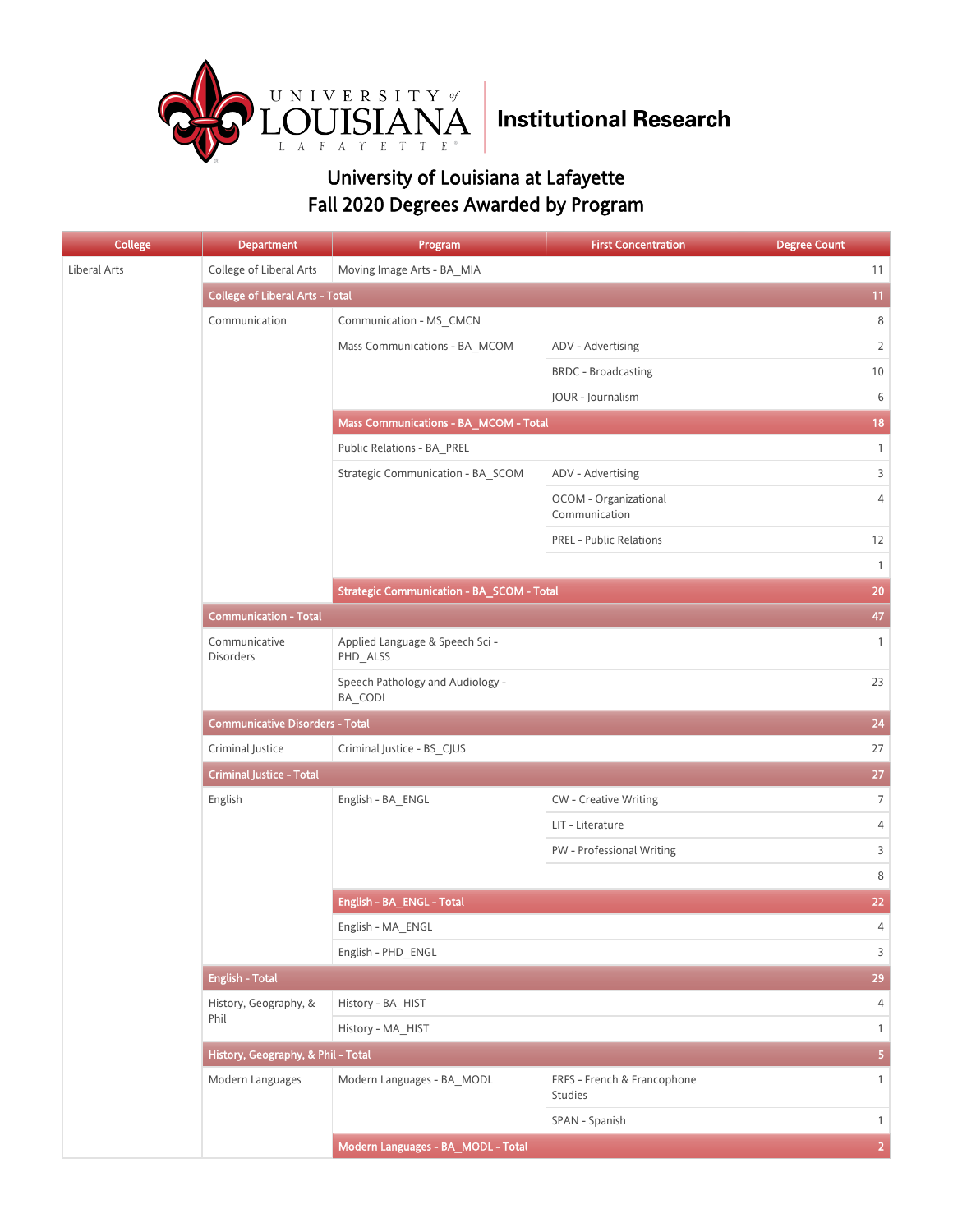# University of Louisiana at Lafayette
# Fall 2020 Degrees Awarded by Program

| College | Department | Program | First Concentration | Degree Count |
|---|---|---|---|---|
| Liberal Arts | College of Liberal Arts | Moving Image Arts - BA_MIA | | 11 |
| | College of Liberal Arts - Total | | | 11 |
| | Communication | Communication - MS_CMCN | | 8 |
| | | Mass Communications - BA_MCOM | ADV - Advertising | 2 |
| | | | BRDC - Broadcasting | 10 |
| | | | JOUR - Journalism | 6 |
| | | Mass Communications - BA_MCOM - Total | | 18 |
| | | Public Relations - BA_PREL | | 1 |
| | | Strategic Communication - BA_SCOM | ADV - Advertising | 3 |
| | | | OCOM - Organizational Communication | 4 |
| | | | PREL - Public Relations | 12 |
| | | | | 1 |
| | | Strategic Communication - BA_SCOM - Total | | 20 |
| | Communication - Total | | | 47 |
| | Communicative Disorders | Applied Language & Speech Sci - PHD_ALSS | | 1 |
| | | Speech Pathology and Audiology - BA_CODI | | 23 |
| | Communicative Disorders - Total | | | 24 |
| | Criminal Justice | Criminal Justice - BS_CJUS | | 27 |
| | Criminal Justice - Total | | | 27 |
| | English | English - BA_ENGL | CW - Creative Writing | 7 |
| | | | LIT - Literature | 4 |
| | | | PW - Professional Writing | 3 |
| | | | | 8 |
| | | English - BA_ENGL - Total | | 22 |
| | | English - MA_ENGL | | 4 |
| | | English - PHD_ENGL | | 3 |
| | English - Total | | | 29 |
| | History, Geography, & Phil | History - BA_HIST | | 4 |
| | | History - MA_HIST | | 1 |
| | History, Geography, & Phil - Total | | | 5 |
| | Modern Languages | Modern Languages - BA_MODL | FRFS - French & Francophone Studies | 1 |
| | | | SPAN - Spanish | 1 |
| | | Modern Languages - BA_MODL - Total | | 2 |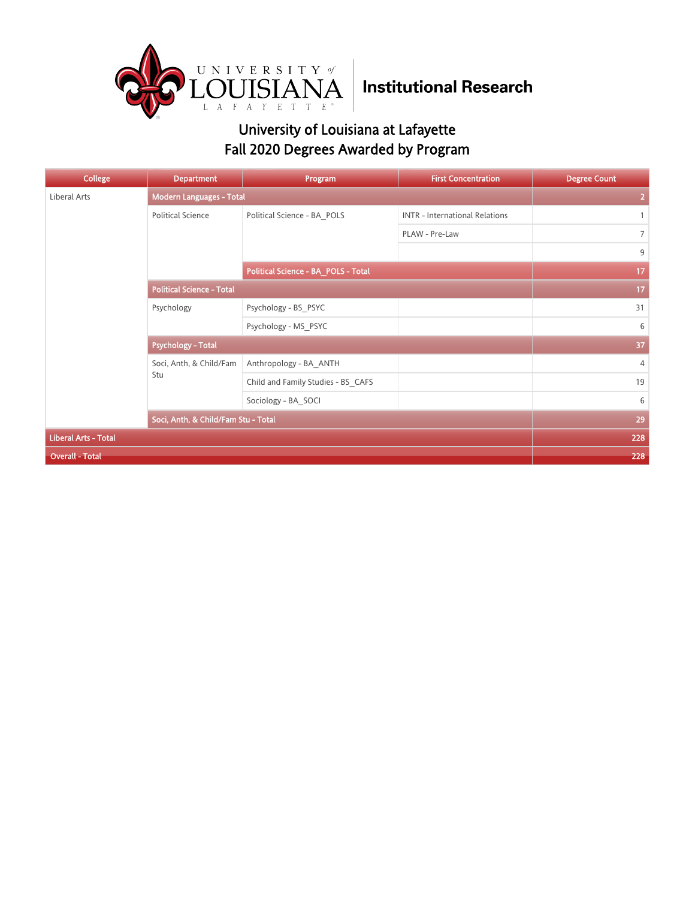Institutional Research

## University of Louisiana at Lafayette
## Fall 2020 Degrees Awarded by Program

| College | Department | Program | First Concentration | Degree Count |
|---|---|---|---|---|
| Liberal Arts | Modern Languages - Total | | | 2 |
| | Political Science | Political Science - BA_POLS | INTR - International Relations | 1 |
| | | | PLAW - Pre-Law | 7 |
| | | | | 9 |
| | | Political Science - BA_POLS - Total | | 17 |
| | Political Science - Total | | | 17 |
| | Psychology | Psychology - BS_PSYC | | 31 |
| | | Psychology - MS_PSYC | | 6 |
| | Psychology - Total | | | 37 |
| | Soci, Anth, & Child/Fam Stu | Anthropology - BA_ANTH | | 4 |
| | | Child and Family Studies - BS_CAFS | | 19 |
| | | Sociology - BA_SOCI | | 6 |
| | Soci, Anth, & Child/Fam Stu - Total | | | 29 |
| Liberal Arts - Total | | | | 228 |
| Overall - Total | | | | 228 |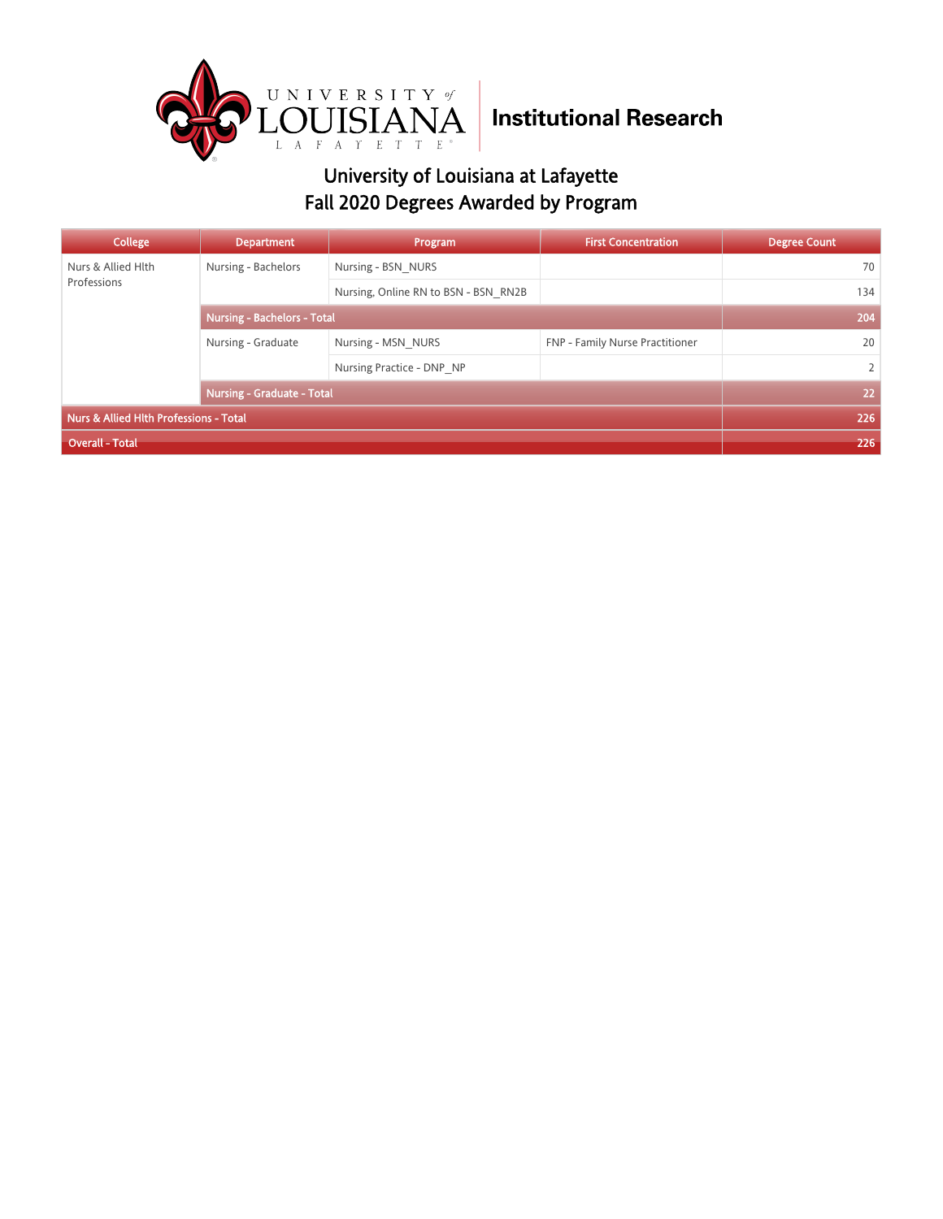University of Louisiana Lafayette | Institutional Research

# University of Louisiana at Lafayette
## Fall 2020 Degrees Awarded by Program

| College | Department | Program | First Concentration | Degree Count |
|---|---|---|---|---|
| Nurs & Allied Hlth Professions | Nursing - Bachelors | Nursing - BSN_NURS | | 70 |
| | | Nursing, Online RN to BSN - BSN_RN2B | | 134 |
| | **Nursing - Bachelors - Total** | | | **204** |
| | Nursing - Graduate | Nursing - MSN_NURS | FNP - Family Nurse Practitioner | 20 |
| | | Nursing Practice - DNP_NP | | 2 |
| | **Nursing - Graduate - Total** | | | **22** |
| **Nurs & Allied Hlth Professions - Total** | | | | **226** |
| **Overall - Total** | | | | **226** |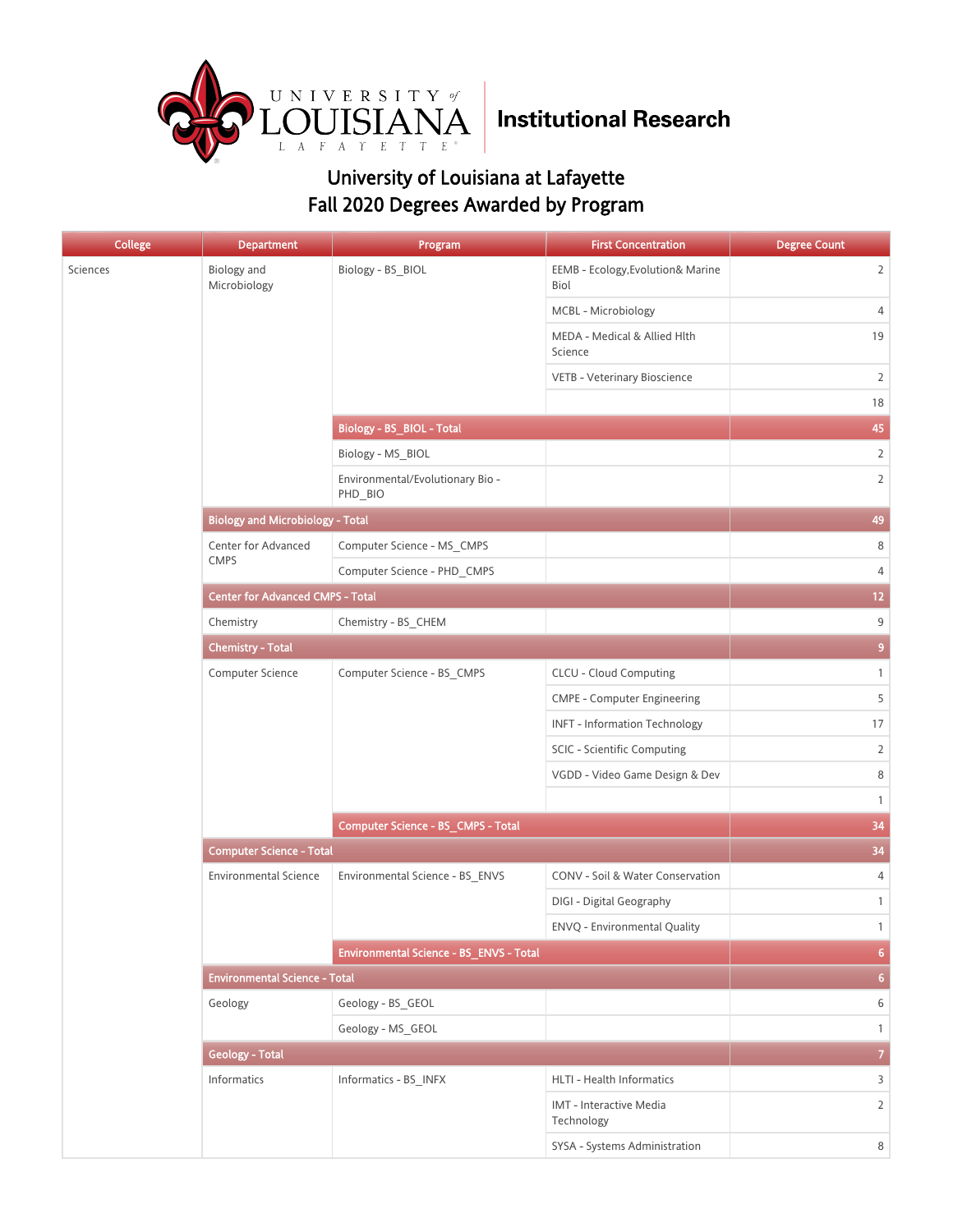Institutional Research

# University of Louisiana at Lafayette
## Fall 2020 Degrees Awarded by Program

| College | Department | Program | First Concentration | Degree Count |
|---|---|---|---|---|
| Sciences | Biology and Microbiology | Biology - BS_BIOL | EEMB - Ecology,Evolution& Marine Biol | 2 |
| | | | MCBL - Microbiology | 4 |
| | | | MEDA - Medical & Allied Hlth Science | 19 |
| | | | VETB - Veterinary Bioscience | 2 |
| | | | | 18 |
| | | **Biology - BS_BIOL - Total** | | **45** |
| | | Biology - MS_BIOL | | 2 |
| | | Environmental/Evolutionary Bio - PHD_BIO | | 2 |
| | **Biology and Microbiology - Total** | | | **49** |
| | Center for Advanced CMPS | Computer Science - MS_CMPS | | 8 |
| | | Computer Science - PHD_CMPS | | 4 |
| | **Center for Advanced CMPS - Total** | | | **12** |
| | Chemistry | Chemistry - BS_CHEM | | 9 |
| | **Chemistry - Total** | | | **9** |
| | Computer Science | Computer Science - BS_CMPS | CLCU - Cloud Computing | 1 |
| | | | CMPE - Computer Engineering | 5 |
| | | | INFT - Information Technology | 17 |
| | | | SCIC - Scientific Computing | 2 |
| | | | VGDD - Video Game Design & Dev | 8 |
| | | | | 1 |
| | | **Computer Science - BS_CMPS - Total** | | **34** |
| | **Computer Science - Total** | | | **34** |
| | Environmental Science | Environmental Science - BS_ENVS | CONV - Soil & Water Conservation | 4 |
| | | | DIGI - Digital Geography | 1 |
| | | | ENVQ - Environmental Quality | 1 |
| | | **Environmental Science - BS_ENVS - Total** | | **6** |
| | **Environmental Science - Total** | | | **6** |
| | Geology | Geology - BS_GEOL | | 6 |
| | | Geology - MS_GEOL | | 1 |
| | **Geology - Total** | | | **7** |
| | Informatics | Informatics - BS_INFX | HLTI - Health Informatics | 3 |
| | | | IMT - Interactive Media Technology | 2 |
| | | | SYSA - Systems Administration | 8 |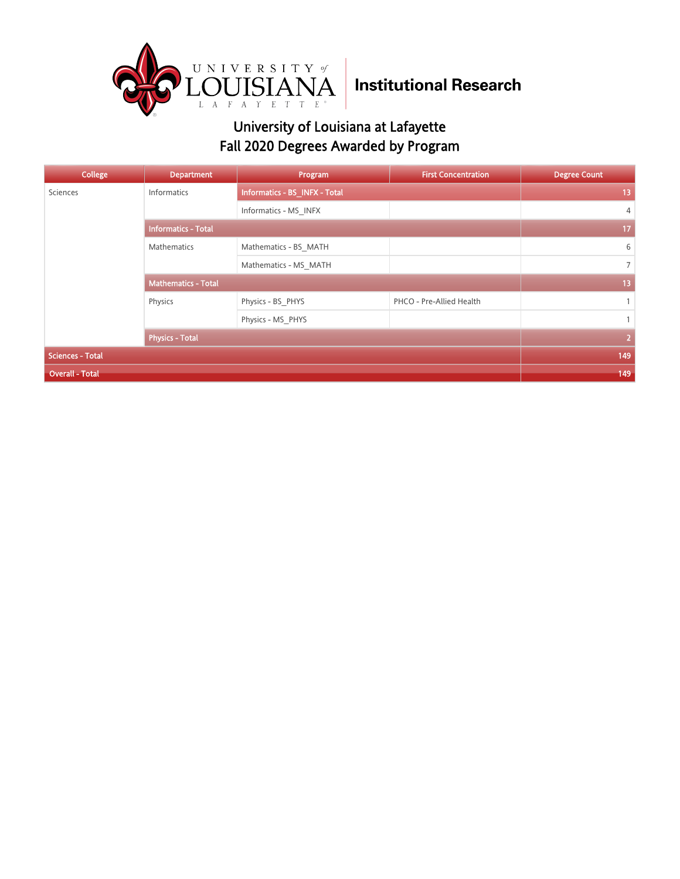Institutional Research

# University of Louisiana at Lafayette
## Fall 2020 Degrees Awarded by Program

| College | Department | Program | First Concentration | Degree Count |
|---|---|---|---|---|
| Sciences | Informatics | **Informatics - BS_INFX - Total** | | **13** |
| | | Informatics - MS_INFX | | 4 |
| | **Informatics - Total** | | | **17** |
| | Mathematics | Mathematics - BS_MATH | | 6 |
| | | Mathematics - MS_MATH | | 7 |
| | **Mathematics - Total** | | | **13** |
| | Physics | Physics - BS_PHYS | PHCO - Pre-Allied Health | 1 |
| | | Physics - MS_PHYS | | 1 |
| | **Physics - Total** | | | **2** |
| **Sciences - Total** | | | | **149** |
| **Overall - Total** | | | | **149** |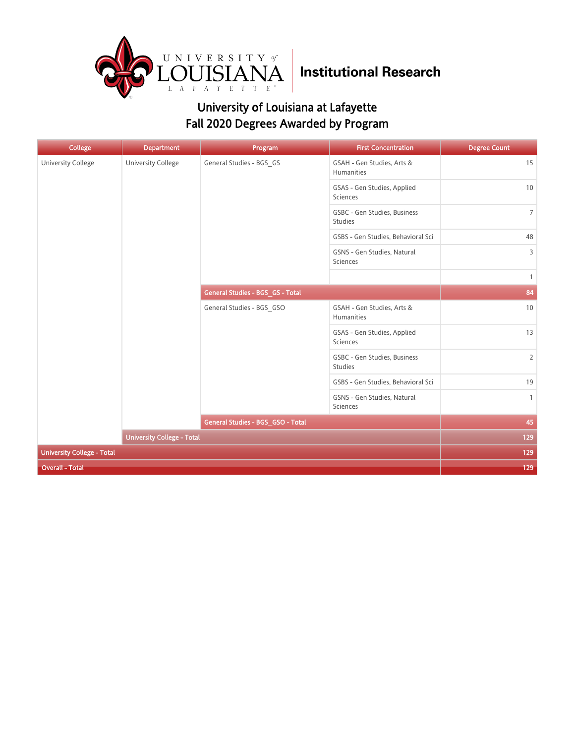Institutional Research

## University of Louisiana at Lafayette
## Fall 2020 Degrees Awarded by Program

| College | Department | Program | First Concentration | Degree Count |
|---|---|---|---|---|
| University College | University College | General Studies - BGS_GS | GSAH - Gen Studies, Arts & Humanities | 15 |
| | | | GSAS - Gen Studies, Applied Sciences | 10 |
| | | | GSBC - Gen Studies, Business Studies | 7 |
| | | | GSBS - Gen Studies, Behavioral Sci | 48 |
| | | | GSNS - Gen Studies, Natural Sciences | 3 |
| | | | | 1 |
| | | **General Studies - BGS_GS - Total** | | **84** |
| | | General Studies - BGS_GSO | GSAH - Gen Studies, Arts & Humanities | 10 |
| | | | GSAS - Gen Studies, Applied Sciences | 13 |
| | | | GSBC - Gen Studies, Business Studies | 2 |
| | | | GSBS - Gen Studies, Behavioral Sci | 19 |
| | | | GSNS - Gen Studies, Natural Sciences | 1 |
| | | **General Studies - BGS_GSO - Total** | | **45** |
| | **University College - Total** | | | **129** |
| **University College - Total** | | | | **129** |
| **Overall - Total** | | | | **129** |